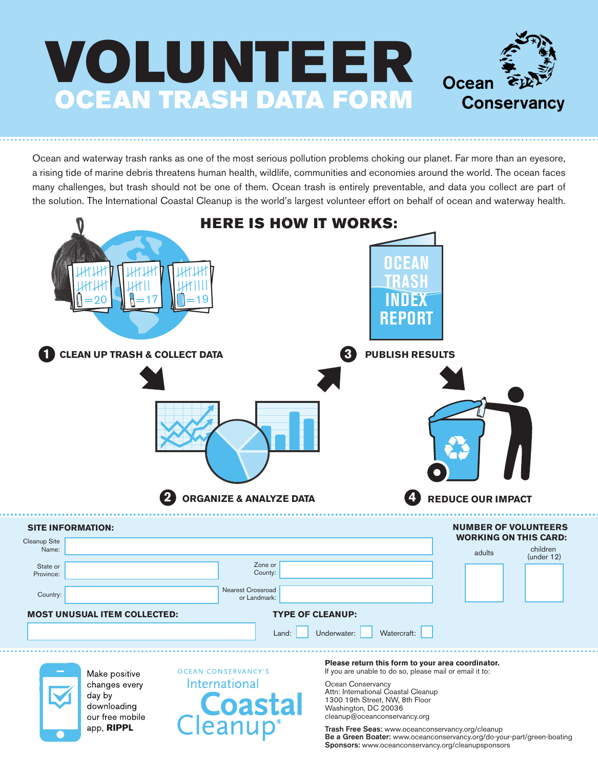# VOLUNTEER

## OCEAN TRASH DATA FORM

Ocean Conservancy

Ocean and waterway trash ranks as one of the most serious pollution problems choking our planet. Far more than an eyesore, a rising tide of marine debris threatens human health, wildlife, communities and economies around the world. The ocean faces many challenges, but trash should not be one of them. Ocean trash is entirely preventable, and data you collect are part of the solution. The International Coastal Cleanup is the world's largest volunteer effort on behalf of ocean and waterway health.

## HERE IS HOW IT WORKS:

1. **CLEAN UP TRASH & COLLECT DATA**
2. **ORGANIZE & ANALYZE DATA**
3. **PUBLISH RESULTS**
4. **REDUCE OUR IMPACT**

OCEAN TRASH INDEX REPORT

### SITE INFORMATION:

Cleanup Site Name: ______________________

State or Province: ______________________ Zone or County: ______________________

Country: ______________________ Nearest Crossroad or Landmark: ______________________

### NUMBER OF VOLUNTEERS WORKING ON THIS CARD:

adults: ____ children (under 12): ____

### MOST UNUSUAL ITEM COLLECTED:

______________________

### TYPE OF CLEANUP:

Land: ☐ Underwater: ☐ Watercraft: ☐

Make positive changes every day by downloading our free mobile app, **RIPPL**

OCEAN CONSERVANCY'S International Coastal Cleanup®

**Please return this form to your area coordinator.**
If you are unable to do so, please mail or email it to:

Ocean Conservancy
Attn: International Coastal Cleanup
1300 19th Street, NW, 8th Floor
Washington, DC 20036
cleanup@oceanconservancy.org

**Trash Free Seas:** www.oceanconservancy.org/cleanup
**Be a Green Boater:** www.oceanconservancy.org/do-your-part/green-boating
**Sponsors:** www.oceanconservancy.org/cleanupsponsors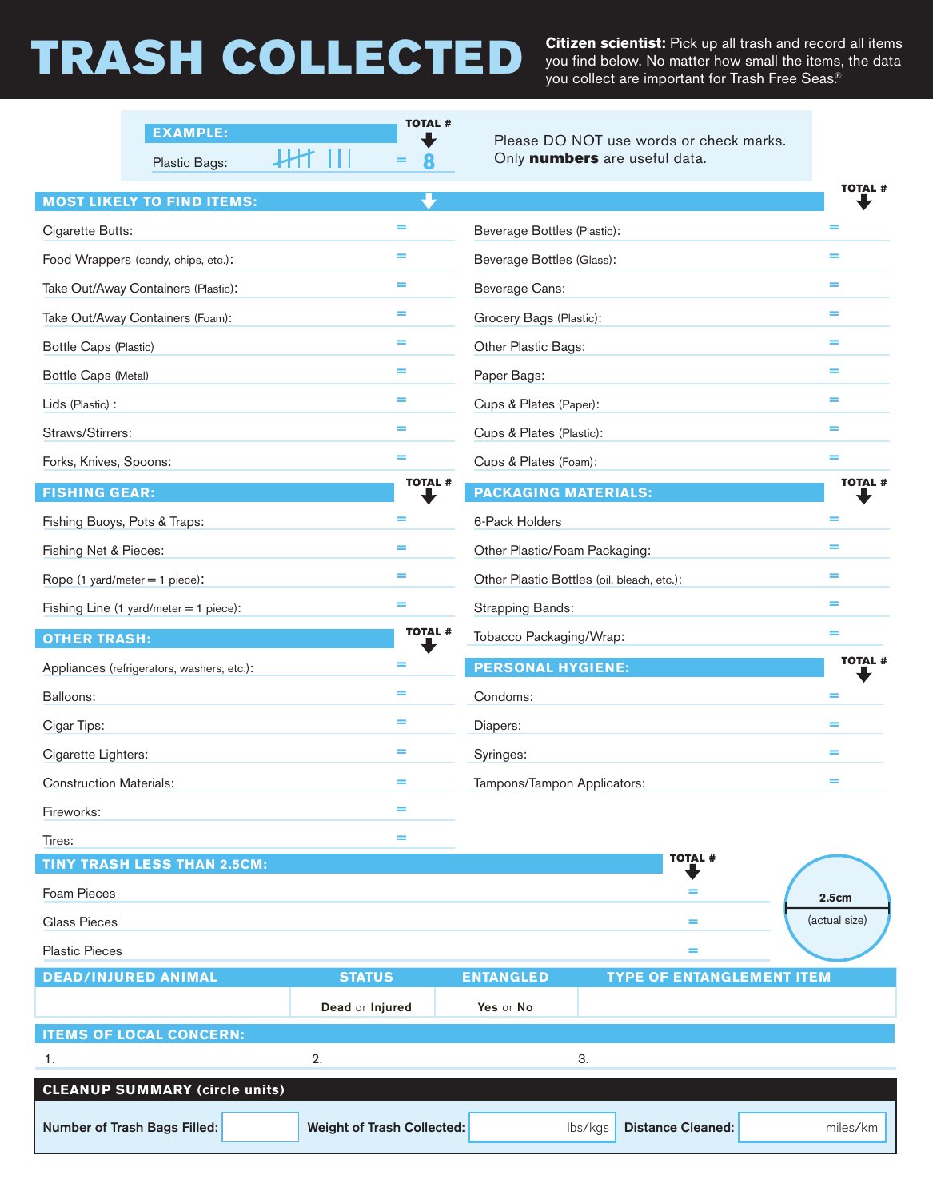# TRASH COLLECTED

**Citizen scientist:** Pick up all trash and record all items you find below. No matter how small the items, the data you collect are important for Trash Free Seas.®

| EXAMPLE: | | TOTAL # |
|---|---|---|
| Plastic Bags: | ~~||||~~ ||| = | 8 |

Please DO NOT use words or check marks. Only **numbers** are useful data.

## MOST LIKELY TO FIND ITEMS:

| Item | TOTAL # | Item | TOTAL # |
|---|---|---|---|
| Cigarette Butts: | = | Beverage Bottles (Plastic): | = |
| Food Wrappers (candy, chips, etc.): | = | Beverage Bottles (Glass): | = |
| Take Out/Away Containers (Plastic): | = | Beverage Cans: | = |
| Take Out/Away Containers (Foam): | = | Grocery Bags (Plastic): | = |
| Bottle Caps (Plastic) | = | Other Plastic Bags: | = |
| Bottle Caps (Metal) | = | Paper Bags: | = |
| Lids (Plastic) : | = | Cups & Plates (Paper): | = |
| Straws/Stirrers: | = | Cups & Plates (Plastic): | = |
| Forks, Knives, Spoons: | = | Cups & Plates (Foam): | = |

## FISHING GEAR:

| Item | TOTAL # |
|---|---|
| Fishing Buoys, Pots & Traps: | = |
| Fishing Net & Pieces: | = |
| Rope (1 yard/meter = 1 piece): | = |
| Fishing Line (1 yard/meter = 1 piece): | = |

## PACKAGING MATERIALS:

| Item | TOTAL # |
|---|---|
| 6-Pack Holders | = |
| Other Plastic/Foam Packaging: | = |
| Other Plastic Bottles (oil, bleach, etc.): | = |
| Strapping Bands: | = |
| Tobacco Packaging/Wrap: | = |

## OTHER TRASH:

| Item | TOTAL # |
|---|---|
| Appliances (refrigerators, washers, etc.): | = |
| Balloons: | = |
| Cigar Tips: | = |
| Cigarette Lighters: | = |
| Construction Materials: | = |
| Fireworks: | = |
| Tires: | = |

## PERSONAL HYGIENE:

| Item | TOTAL # |
|---|---|
| Condoms: | = |
| Diapers: | = |
| Syringes: | = |
| Tampons/Tampon Applicators: | = |

## TINY TRASH LESS THAN 2.5CM:

| Item | TOTAL # |
|---|---|
| Foam Pieces | = |
| Glass Pieces | = |
| Plastic Pieces | = |

2.5cm (actual size)

| DEAD/INJURED ANIMAL | STATUS | ENTANGLED | TYPE OF ENTANGLEMENT ITEM |
|---|---|---|---|
| | Dead or Injured | Yes or No | |

## ITEMS OF LOCAL CONCERN:

1.
2.
3.

## CLEANUP SUMMARY (circle units)

| Number of Trash Bags Filled: | Weight of Trash Collected: | Distance Cleaned: |
|---|---|---|
| | lbs/kgs | miles/km |